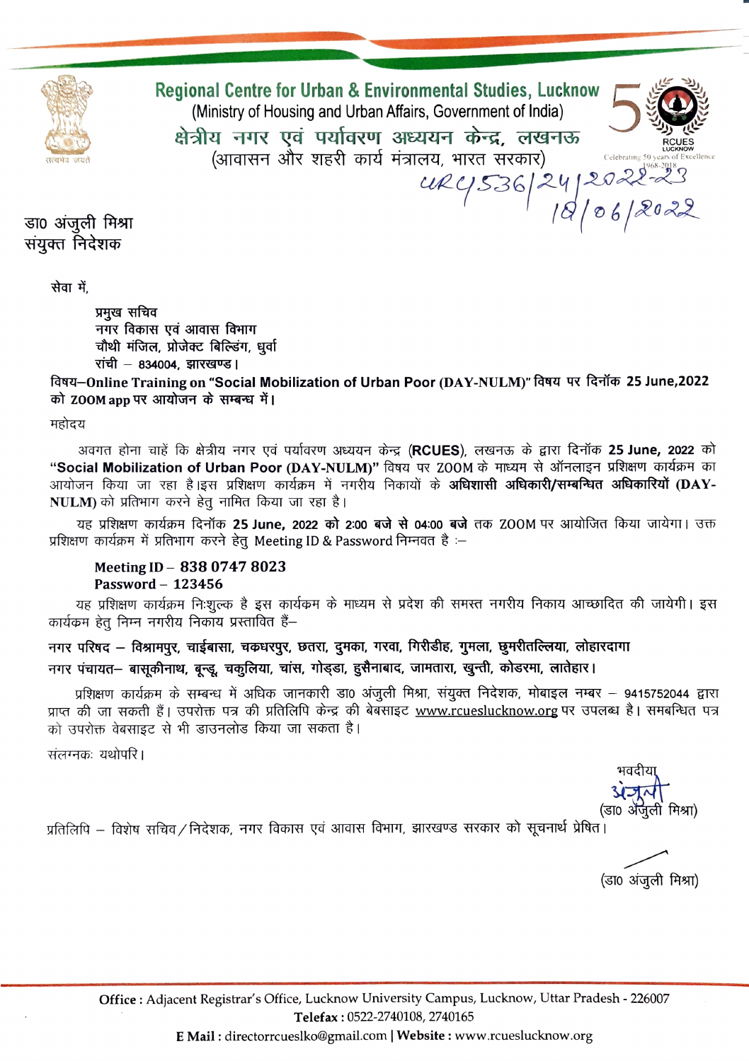# Regional Centre for Urban & Environmental Studies, Lucknow

(Ministry of Housing and Urban Affairs, Government of India)

## क्षेत्रीय नगर एवं पर्यावरण अध्ययन केन्द्र, लखनऊ

(आवासन और शहरी कार्य मंत्रालय, भारत सरकार)

RCUES LUCKNOW — Celebrating 50 years of Excellence 1968-2018

URC/536/24/2022-23
18/06/2022

डा0 अंजुली मिश्रा
संयुक्त निदेशक

सेवा में,

प्रमुख सचिव
नगर विकास एवं आवास विभाग
चौथी मंजिल, प्रोजेक्ट बिल्डिंग, धुर्वा
रांची – 834004, झारखण्ड।

**विषय–Online Training on "Social Mobilization of Urban Poor (DAY-NULM)" विषय पर दिनॉक 25 June,2022 को ZOOM app पर आयोजन के सम्बन्ध में।**

महोदय

अवगत होना चाहें कि क्षेत्रीय नगर एवं पर्यावरण अध्ययन केन्द्र (**RCUES**), लखनऊ के द्वारा दिनॉक **25 June, 2022** को **"Social Mobilization of Urban Poor (DAY-NULM)"** विषय पर ZOOM के माध्यम से ऑनलाइन प्रशिक्षण कार्यक्रम का आयोजन किया जा रहा है।इस प्रशिक्षण कार्यक्रम में नगरीय निकायों के **अधिशासी अधिकारी/सम्बन्धित अधिकारियों (DAY-NULM)** को प्रतिभाग करने हेतु नामित किया जा रहा है।

यह प्रशिक्षण कार्यक्रम दिनॉक **25 June, 2022 को 2:00 बजे से 04:00 बजे** तक ZOOM पर आयोजित किया जायेगा। उक्त प्रशिक्षण कार्यक्रम में प्रतिभाग करने हेतु Meeting ID & Password निम्नवत है :–

**Meeting ID – 838 0747 8023**
**Password – 123456**

यह प्रशिक्षण कार्यक्रम निःशुल्क है इस कार्यकम के माध्यम से प्रदेश की समस्त नगरीय निकाय आच्छादित की जायेगी। इस कार्यकम हेतु निम्न नगरीय निकाय प्रस्तावित हैं–

**नगर परिषद – विश्रामपुर, चाईबासा, चकधरपुर, छतरा, दुमका, गरवा, गिरीडीह, गुमला, छुमरीतल्लिया, लोहारदागा**

**नगर पंचायत– बासूकीनाथ, बून्डू, चकुलिया, चांस, गोड्डा, हुसैनाबाद, जामतारा, खुन्ती, कोडरमा, लातेहार।**

प्रशिक्षण कार्यक्रम के सम्बन्ध में अधिक जानकारी डा0 अंजुली मिश्रा, संयुक्त निदेशक, मोबाइल नम्बर – 9415752044 द्वारा प्राप्त की जा सकती हैं। उपरोक्त पत्र की प्रतिलिपि केन्द्र की बेबसाइट www.rcueslucknow.org पर उपलब्ध है। समबन्धित पत्र को उपरोक्त वेबसाइट से भी डाउनलोड किया जा सकता है।

संलग्नकः यथोपरि।

भवदीया
अंजुली
(डा0 अंजुली मिश्रा)

प्रतिलिपि – विशेष सचिव/निदेशक, नगर विकास एवं आवास विभाग, झारखण्ड सरकार को सूचनार्थ प्रेषित।

(डा0 अंजुली मिश्रा)

**Office :** Adjacent Registrar's Office, Lucknow University Campus, Lucknow, Uttar Pradesh - 226007
**Telefax :** 0522-2740108, 2740165
**E Mail :** directorrcueslko@gmail.com | **Website :** www.rcueslucknow.org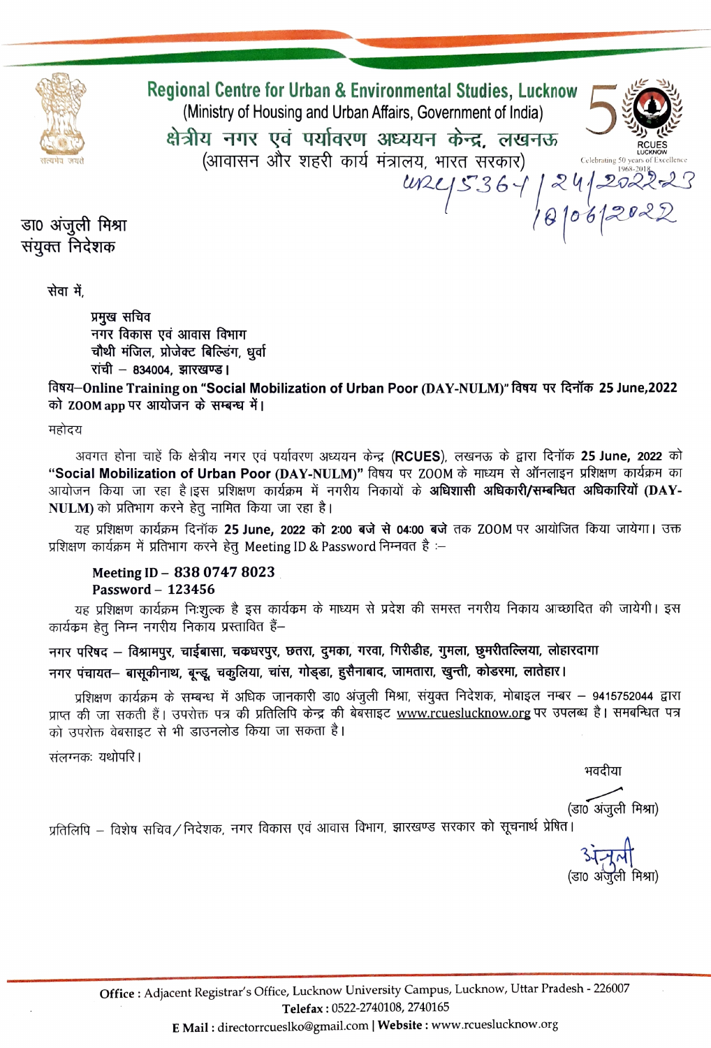# Regional Centre for Urban & Environmental Studies, Lucknow

(Ministry of Housing and Urban Affairs, Government of India)

## क्षेत्रीय नगर एवं पर्यावरण अध्ययन केन्द्र, लखनऊ

(आवासन और शहरी कार्य मंत्रालय, भारत सरकार)

RCUES LUCKNOW
Celebrating 50 years of Excellence 1968-2018

UR2/5364/24/2022-23
18/06/2022

डा० अंजुली मिश्रा
संयुक्त निदेशक

सेवा में,

प्रमुख सचिव
नगर विकास एवं आवास विभाग
चौथी मंजिल, प्रोजेक्ट बिल्डिंग, धुर्वा
रांची – 834004, झारखण्ड।

**विषय–Online Training on "Social Mobilization of Urban Poor (DAY-NULM)" विषय पर दिनॉक 25 June,2022 को ZOOM app पर आयोजन के सम्बन्ध में।**

महोदय

अवगत होना चाहें कि क्षेत्रीय नगर एवं पर्यावरण अध्ययन केन्द्र (**RCUES**), लखनऊ के द्वारा दिनॉक **25 June, 2022** को **"Social Mobilization of Urban Poor (DAY-NULM)"** विषय पर ZOOM के माध्यम से ऑनलाइन प्रशिक्षण कार्यक्रम का आयोजन किया जा रहा है।इस प्रशिक्षण कार्यक्रम में नगरीय निकायों के **अधिशासी अधिकारी/सम्बन्धित अधिकारियों (DAY-NULM)** को प्रतिभाग करने हेतु नामित किया जा रहा है।

यह प्रशिक्षण कार्यक्रम दिनॉक **25 June, 2022 को 2:00 बजे से 04:00 बजे** तक ZOOM पर आयोजित किया जायेगा। उक्त प्रशिक्षण कार्यक्रम में प्रतिभाग करने हेतु Meeting ID & Password निम्नवत है :–

**Meeting ID – 838 0747 8023**
**Password – 123456**

यह प्रशिक्षण कार्यक्रम निःशुल्क है इस कार्यक्रम के माध्यम से प्रदेश की समस्त नगरीय निकाय आच्छादित की जायेगी। इस कार्यक्रम हेतु निम्न नगरीय निकाय प्रस्तावित हैं–

**नगर परिषद – विश्रामपुर, चाईबासा, चकधरपुर, छतरा, दुमका, गरवा, गिरीडीह, गुमला, छुमरीतल्लिया, लोहारदागा**

**नगर पंचायत– बासूकीनाथ, बून्डू, चकुलिया, चांस, गोड्डा, हुसैनाबाद, जामतारा, खुन्ती, कोडरमा, लातेहार।**

प्रशिक्षण कार्यक्रम के सम्बन्ध में अधिक जानकारी डा० अंजुली मिश्रा, संयुक्त निदेशक, मोबाइल नम्बर – 9415752044 द्वारा प्राप्त की जा सकती हैं। उपरोक्त पत्र की प्रतिलिपि केन्द्र की बेवसाइट www.rcueslucknow.org पर उपलब्ध है। समबन्धित पत्र को उपरोक्त वेबसाइट से भी डाउनलोड किया जा सकता है।

संलग्नकः यथोपरि।

भवदीया

(डा० अंजुली मिश्रा)

प्रतिलिपि – विशेष सचिव/निदेशक, नगर विकास एवं आवास विभाग, झारखण्ड सरकार को सूचनार्थ प्रेषित।

अंजुली
(डा० अंजुली मिश्रा)

**Office :** Adjacent Registrar's Office, Lucknow University Campus, Lucknow, Uttar Pradesh - 226007
**Telefax :** 0522-2740108, 2740165
**E Mail :** directorrcueslko@gmail.com | **Website :** www.rcueslucknow.org